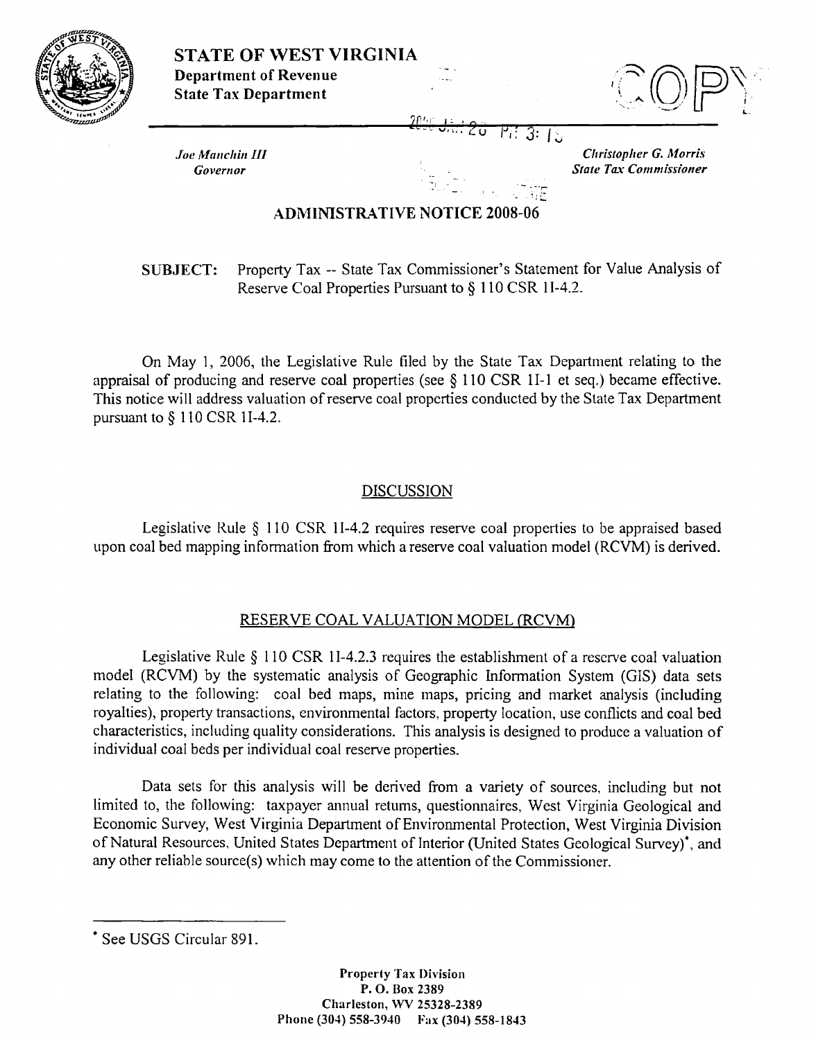# STATE OF WEST VIRGINIA

**Department of Revenue**
**State Tax Department**

COPY

*Joe Manchin III*
*Governor*

*Christopher G. Morris*
*State Tax Commissioner*

## ADMINISTRATIVE NOTICE 2008-06

**SUBJECT:** Property Tax -- State Tax Commissioner's Statement for Value Analysis of Reserve Coal Properties Pursuant to § 110 CSR 1I-4.2.

On May 1, 2006, the Legislative Rule filed by the State Tax Department relating to the appraisal of producing and reserve coal properties (see § 110 CSR 1I-1 et seq.) became effective. This notice will address valuation of reserve coal properties conducted by the State Tax Department pursuant to § 110 CSR 1I-4.2.

## DISCUSSION

Legislative Rule § 110 CSR 1I-4.2 requires reserve coal properties to be appraised based upon coal bed mapping information from which a reserve coal valuation model (RCVM) is derived.

## RESERVE COAL VALUATION MODEL (RCVM)

Legislative Rule § 110 CSR 1I-4.2.3 requires the establishment of a reserve coal valuation model (RCVM) by the systematic analysis of Geographic Information System (GIS) data sets relating to the following: coal bed maps, mine maps, pricing and market analysis (including royalties), property transactions, environmental factors, property location, use conflicts and coal bed characteristics, including quality considerations. This analysis is designed to produce a valuation of individual coal beds per individual coal reserve properties.

Data sets for this analysis will be derived from a variety of sources, including but not limited to, the following: taxpayer annual returns, questionnaires, West Virginia Geological and Economic Survey, West Virginia Department of Environmental Protection, West Virginia Division of Natural Resources, United States Department of Interior (United States Geological Survey)*, and any other reliable source(s) which may come to the attention of the Commissioner.

---

* See USGS Circular 891.

Property Tax Division
P. O. Box 2389
Charleston, WV 25328-2389
Phone (304) 558-3940 Fax (304) 558-1843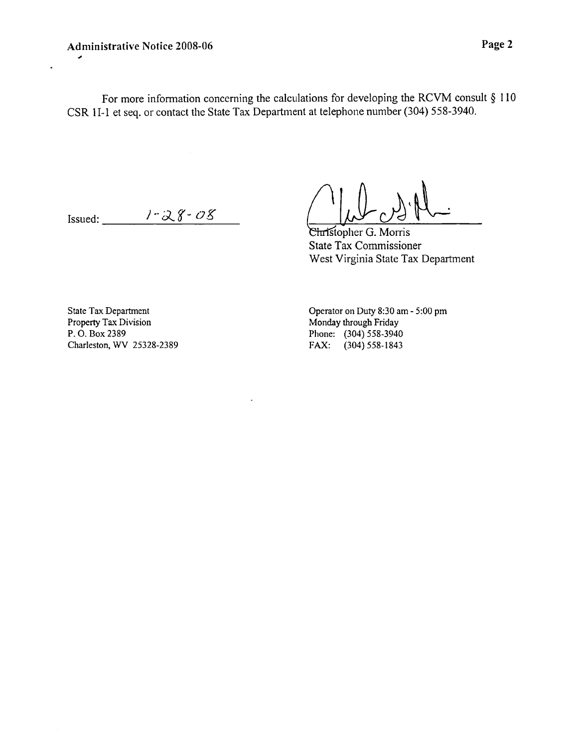For more information concerning the calculations for developing the RCVM consult § 110 CSR 1I-1 et seq. or contact the State Tax Department at telephone number (304) 558-3940.

Issued: 1-28-08

Christopher G. Morris
State Tax Commissioner
West Virginia State Tax Department

State Tax Department
Property Tax Division
P. O. Box 2389
Charleston, WV 25328-2389

Operator on Duty 8:30 am - 5:00 pm
Monday through Friday
Phone: (304) 558-3940
FAX: (304) 558-1843